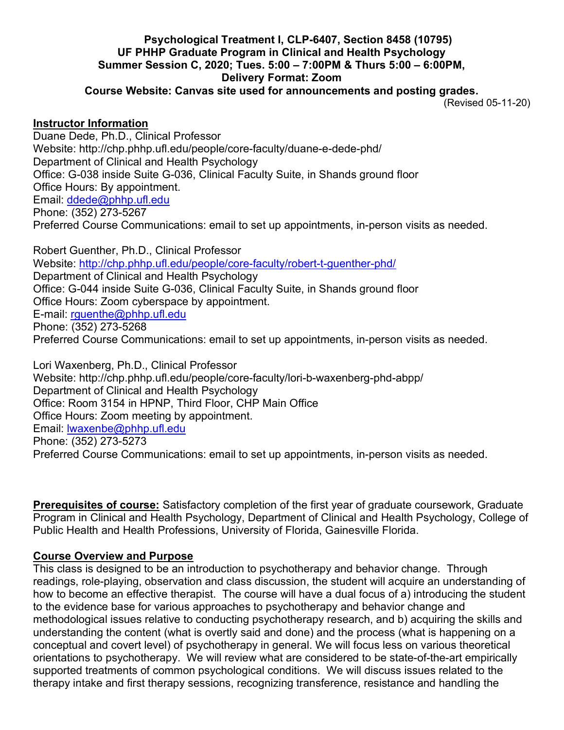**Psychological Treatment I, CLP-6407, Section 8458 (10795)**
**UF PHHP Graduate Program in Clinical and Health Psychology**
**Summer Session C, 2020; Tues. 5:00 – 7:00PM & Thurs 5:00 – 6:00PM,**
**Delivery Format: Zoom**
**Course Website: Canvas site used for announcements and posting grades.**

(Revised 05-11-20)

## Instructor Information

Duane Dede, Ph.D., Clinical Professor
Website: http://chp.phhp.ufl.edu/people/core-faculty/duane-e-dede-phd/
Department of Clinical and Health Psychology
Office: G-038 inside Suite G-036, Clinical Faculty Suite, in Shands ground floor
Office Hours: By appointment.
Email: ddede@phhp.ufl.edu
Phone: (352) 273-5267
Preferred Course Communications: email to set up appointments, in-person visits as needed.

Robert Guenther, Ph.D., Clinical Professor
Website: http://chp.phhp.ufl.edu/people/core-faculty/robert-t-guenther-phd/
Department of Clinical and Health Psychology
Office: G-044 inside Suite G-036, Clinical Faculty Suite, in Shands ground floor
Office Hours: Zoom cyberspace by appointment.
E-mail: rguenthe@phhp.ufl.edu
Phone: (352) 273-5268
Preferred Course Communications: email to set up appointments, in-person visits as needed.

Lori Waxenberg, Ph.D., Clinical Professor
Website: http://chp.phhp.ufl.edu/people/core-faculty/lori-b-waxenberg-phd-abpp/
Department of Clinical and Health Psychology
Office: Room 3154 in HPNP, Third Floor, CHP Main Office
Office Hours: Zoom meeting by appointment.
Email: lwaxenbe@phhp.ufl.edu
Phone: (352) 273-5273
Preferred Course Communications: email to set up appointments, in-person visits as needed.

**Prerequisites of course:** Satisfactory completion of the first year of graduate coursework, Graduate Program in Clinical and Health Psychology, Department of Clinical and Health Psychology, College of Public Health and Health Professions, University of Florida, Gainesville Florida.

## Course Overview and Purpose

This class is designed to be an introduction to psychotherapy and behavior change. Through readings, role-playing, observation and class discussion, the student will acquire an understanding of how to become an effective therapist. The course will have a dual focus of a) introducing the student to the evidence base for various approaches to psychotherapy and behavior change and methodological issues relative to conducting psychotherapy research, and b) acquiring the skills and understanding the content (what is overtly said and done) and the process (what is happening on a conceptual and covert level) of psychotherapy in general. We will focus less on various theoretical orientations to psychotherapy. We will review what are considered to be state-of-the-art empirically supported treatments of common psychological conditions. We will discuss issues related to the therapy intake and first therapy sessions, recognizing transference, resistance and handling the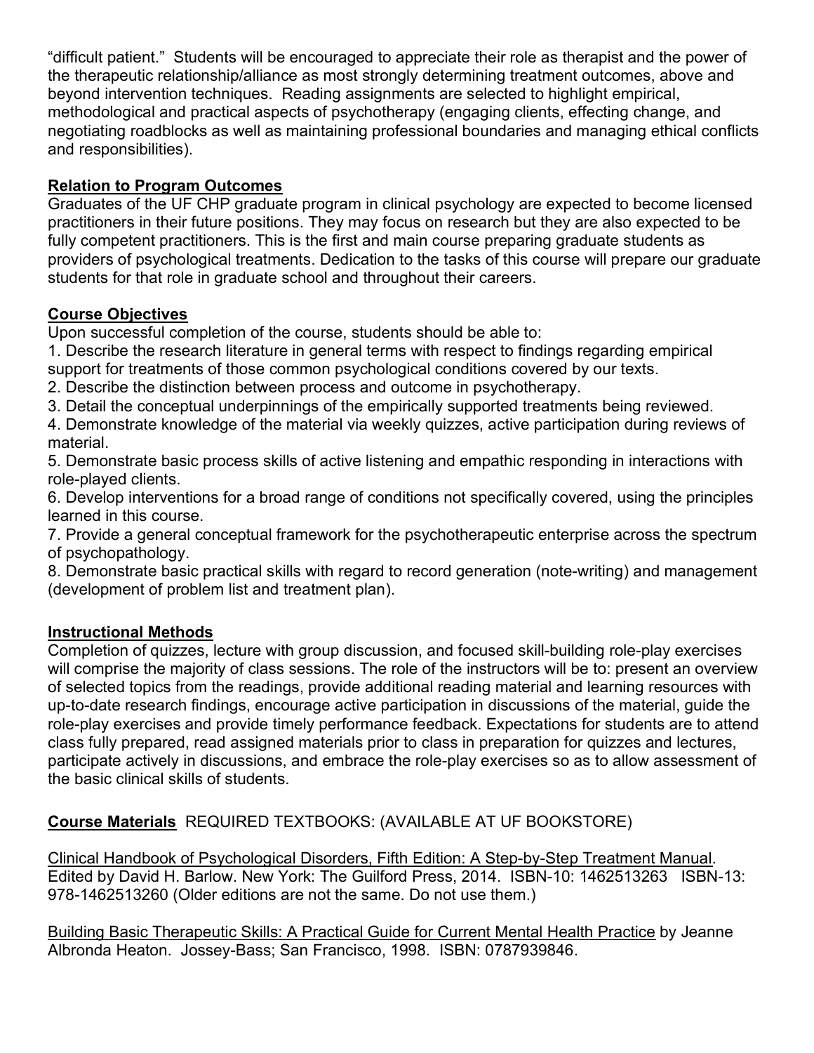"difficult patient." Students will be encouraged to appreciate their role as therapist and the power of the therapeutic relationship/alliance as most strongly determining treatment outcomes, above and beyond intervention techniques. Reading assignments are selected to highlight empirical, methodological and practical aspects of psychotherapy (engaging clients, effecting change, and negotiating roadblocks as well as maintaining professional boundaries and managing ethical conflicts and responsibilities).

## Relation to Program Outcomes

Graduates of the UF CHP graduate program in clinical psychology are expected to become licensed practitioners in their future positions. They may focus on research but they are also expected to be fully competent practitioners. This is the first and main course preparing graduate students as providers of psychological treatments. Dedication to the tasks of this course will prepare our graduate students for that role in graduate school and throughout their careers.

## Course Objectives

Upon successful completion of the course, students should be able to:

1. Describe the research literature in general terms with respect to findings regarding empirical support for treatments of those common psychological conditions covered by our texts.
2. Describe the distinction between process and outcome in psychotherapy.
3. Detail the conceptual underpinnings of the empirically supported treatments being reviewed.
4. Demonstrate knowledge of the material via weekly quizzes, active participation during reviews of material.
5. Demonstrate basic process skills of active listening and empathic responding in interactions with role-played clients.
6. Develop interventions for a broad range of conditions not specifically covered, using the principles learned in this course.
7. Provide a general conceptual framework for the psychotherapeutic enterprise across the spectrum of psychopathology.
8. Demonstrate basic practical skills with regard to record generation (note-writing) and management (development of problem list and treatment plan).

## Instructional Methods

Completion of quizzes, lecture with group discussion, and focused skill-building role-play exercises will comprise the majority of class sessions. The role of the instructors will be to: present an overview of selected topics from the readings, provide additional reading material and learning resources with up-to-date research findings, encourage active participation in discussions of the material, guide the role-play exercises and provide timely performance feedback. Expectations for students are to attend class fully prepared, read assigned materials prior to class in preparation for quizzes and lectures, participate actively in discussions, and embrace the role-play exercises so as to allow assessment of the basic clinical skills of students.

**Course Materials** REQUIRED TEXTBOOKS: (AVAILABLE AT UF BOOKSTORE)

Clinical Handbook of Psychological Disorders, Fifth Edition: A Step-by-Step Treatment Manual. Edited by David H. Barlow. New York: The Guilford Press, 2014. ISBN-10: 1462513263 ISBN-13: 978-1462513260 (Older editions are not the same. Do not use them.)

Building Basic Therapeutic Skills: A Practical Guide for Current Mental Health Practice by Jeanne Albronda Heaton. Jossey-Bass; San Francisco, 1998. ISBN: 0787939846.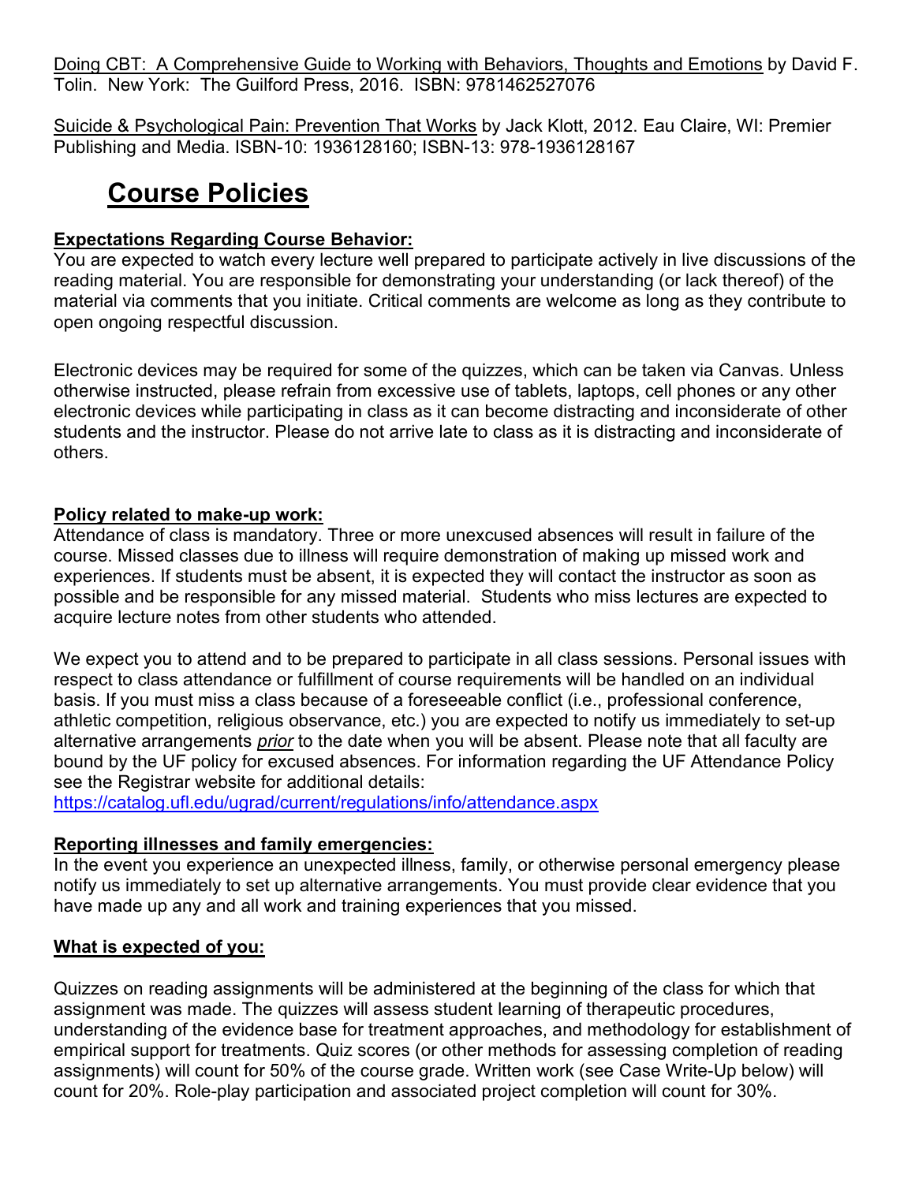Doing CBT: A Comprehensive Guide to Working with Behaviors, Thoughts and Emotions by David F. Tolin. New York: The Guilford Press, 2016. ISBN: 9781462527076

Suicide & Psychological Pain: Prevention That Works by Jack Klott, 2012. Eau Claire, WI: Premier Publishing and Media. ISBN-10: 1936128160; ISBN-13: 978-1936128167

# Course Policies

**Expectations Regarding Course Behavior:**

You are expected to watch every lecture well prepared to participate actively in live discussions of the reading material. You are responsible for demonstrating your understanding (or lack thereof) of the material via comments that you initiate. Critical comments are welcome as long as they contribute to open ongoing respectful discussion.

Electronic devices may be required for some of the quizzes, which can be taken via Canvas. Unless otherwise instructed, please refrain from excessive use of tablets, laptops, cell phones or any other electronic devices while participating in class as it can become distracting and inconsiderate of other students and the instructor. Please do not arrive late to class as it is distracting and inconsiderate of others.

**Policy related to make-up work:**

Attendance of class is mandatory. Three or more unexcused absences will result in failure of the course. Missed classes due to illness will require demonstration of making up missed work and experiences. If students must be absent, it is expected they will contact the instructor as soon as possible and be responsible for any missed material. Students who miss lectures are expected to acquire lecture notes from other students who attended.

We expect you to attend and to be prepared to participate in all class sessions. Personal issues with respect to class attendance or fulfillment of course requirements will be handled on an individual basis. If you must miss a class because of a foreseeable conflict (i.e., professional conference, athletic competition, religious observance, etc.) you are expected to notify us immediately to set-up alternative arrangements *prior* to the date when you will be absent. Please note that all faculty are bound by the UF policy for excused absences. For information regarding the UF Attendance Policy see the Registrar website for additional details:
https://catalog.ufl.edu/ugrad/current/regulations/info/attendance.aspx

**Reporting illnesses and family emergencies:**

In the event you experience an unexpected illness, family, or otherwise personal emergency please notify us immediately to set up alternative arrangements. You must provide clear evidence that you have made up any and all work and training experiences that you missed.

**What is expected of you:**

Quizzes on reading assignments will be administered at the beginning of the class for which that assignment was made. The quizzes will assess student learning of therapeutic procedures, understanding of the evidence base for treatment approaches, and methodology for establishment of empirical support for treatments. Quiz scores (or other methods for assessing completion of reading assignments) will count for 50% of the course grade. Written work (see Case Write-Up below) will count for 20%. Role-play participation and associated project completion will count for 30%.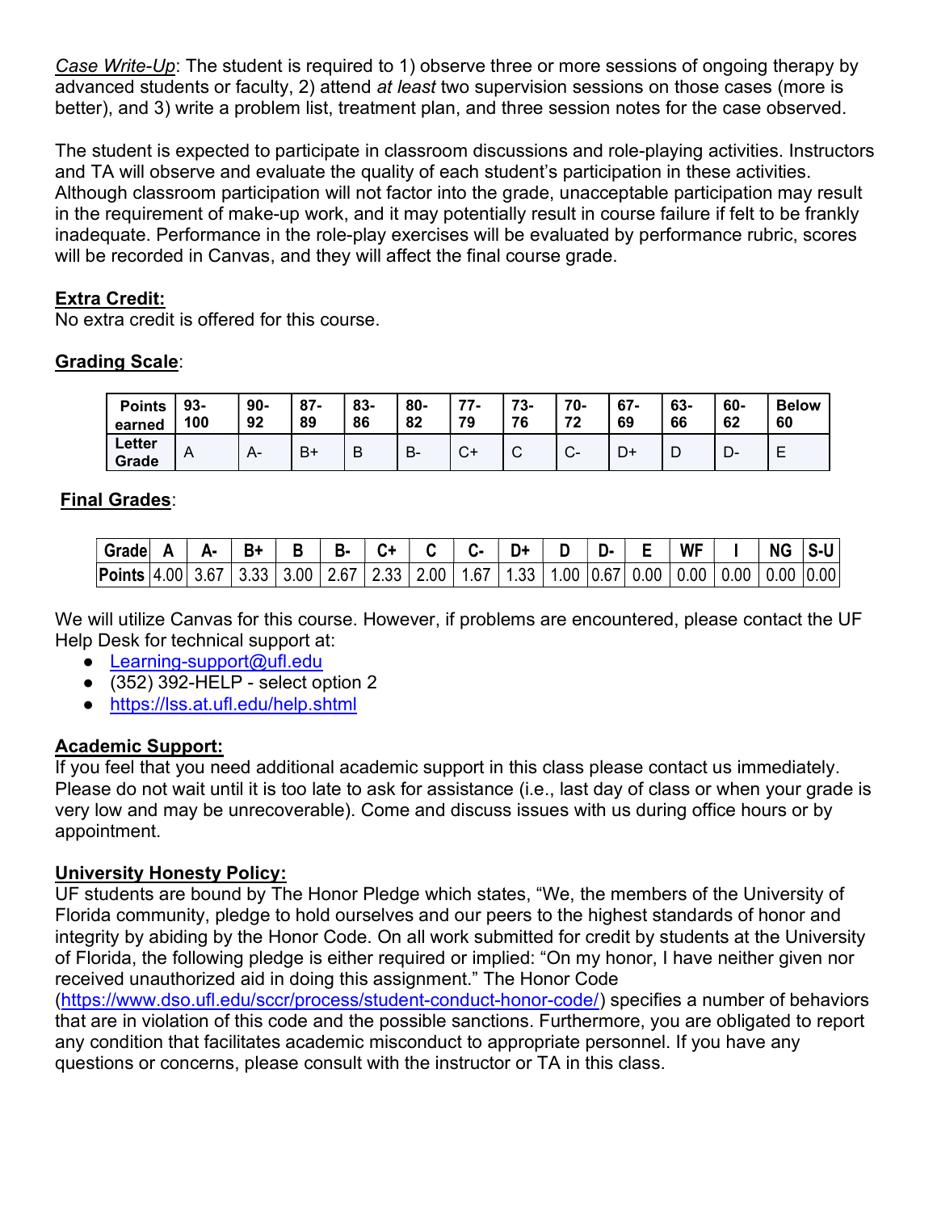*Case Write-Up*: The student is required to 1) observe three or more sessions of ongoing therapy by advanced students or faculty, 2) attend *at least* two supervision sessions on those cases (more is better), and 3) write a problem list, treatment plan, and three session notes for the case observed.

The student is expected to participate in classroom discussions and role-playing activities. Instructors and TA will observe and evaluate the quality of each student's participation in these activities. Although classroom participation will not factor into the grade, unacceptable participation may result in the requirement of make-up work, and it may potentially result in course failure if felt to be frankly inadequate. Performance in the role-play exercises will be evaluated by performance rubric, scores will be recorded in Canvas, and they will affect the final course grade.

**Extra Credit:**
No extra credit is offered for this course.

**Grading Scale**:

| Points earned | 93-100 | 90-92 | 87-89 | 83-86 | 80-82 | 77-79 | 73-76 | 70-72 | 67-69 | 63-66 | 60-62 | Below 60 |
|---|---|---|---|---|---|---|---|---|---|---|---|---|
| Letter Grade | A | A- | B+ | B | B- | C+ | C | C- | D+ | D | D- | E |

**Final Grades**:

| Grade | A | A- | B+ | B | B- | C+ | C | C- | D+ | D | D- | E | WF | I | NG | S-U |
|---|---|---|---|---|---|---|---|---|---|---|---|---|---|---|---|---|
| Points | 4.00 | 3.67 | 3.33 | 3.00 | 2.67 | 2.33 | 2.00 | 1.67 | 1.33 | 1.00 | 0.67 | 0.00 | 0.00 | 0.00 | 0.00 | 0.00 |

We will utilize Canvas for this course. However, if problems are encountered, please contact the UF Help Desk for technical support at:

- Learning-support@ufl.edu
- (352) 392-HELP - select option 2
- https://lss.at.ufl.edu/help.shtml

**Academic Support:**
If you feel that you need additional academic support in this class please contact us immediately. Please do not wait until it is too late to ask for assistance (i.e., last day of class or when your grade is very low and may be unrecoverable). Come and discuss issues with us during office hours or by appointment.

**University Honesty Policy:**
UF students are bound by The Honor Pledge which states, "We, the members of the University of Florida community, pledge to hold ourselves and our peers to the highest standards of honor and integrity by abiding by the Honor Code. On all work submitted for credit by students at the University of Florida, the following pledge is either required or implied: "On my honor, I have neither given nor received unauthorized aid in doing this assignment." The Honor Code (https://www.dso.ufl.edu/sccr/process/student-conduct-honor-code/) specifies a number of behaviors that are in violation of this code and the possible sanctions. Furthermore, you are obligated to report any condition that facilitates academic misconduct to appropriate personnel. If you have any questions or concerns, please consult with the instructor or TA in this class.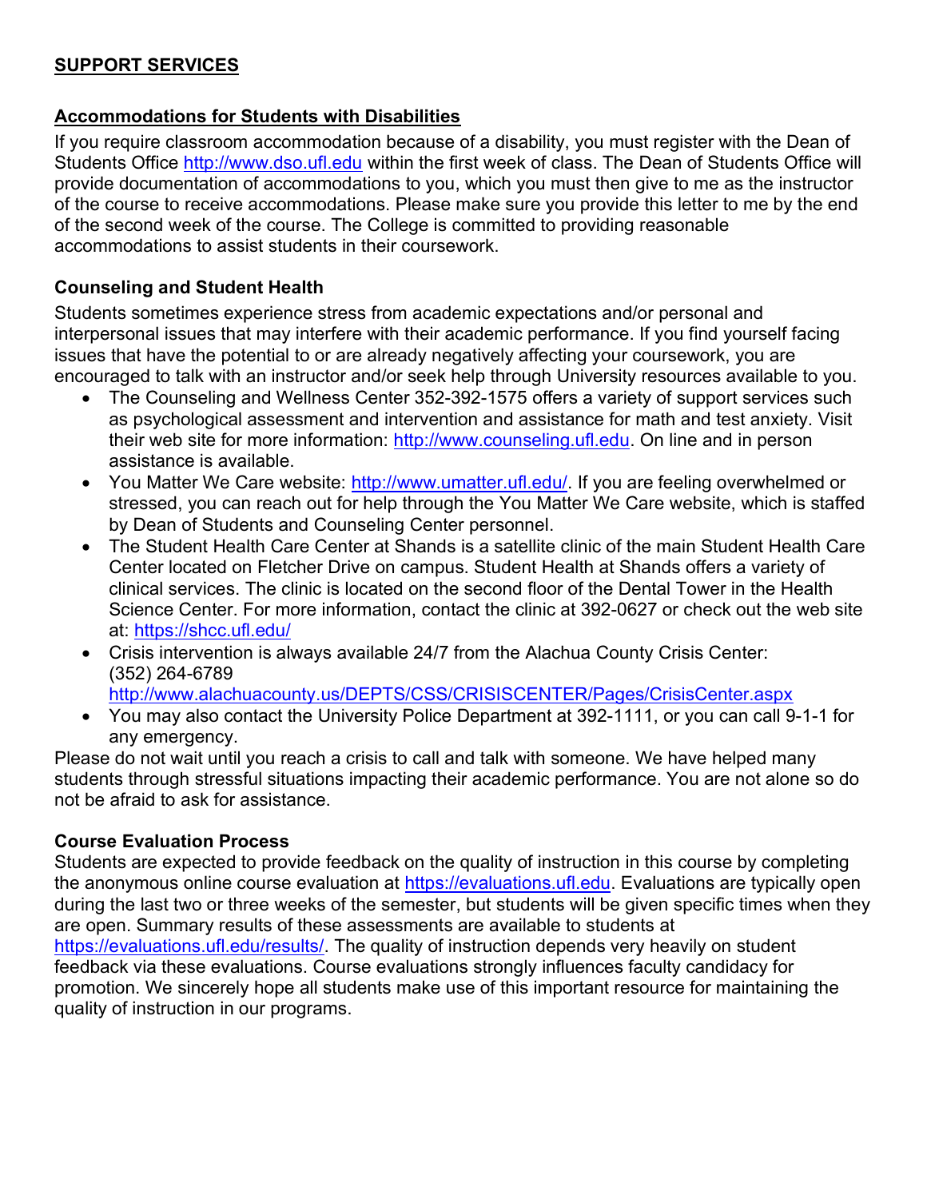## SUPPORT SERVICES

### Accommodations for Students with Disabilities

If you require classroom accommodation because of a disability, you must register with the Dean of Students Office http://www.dso.ufl.edu within the first week of class. The Dean of Students Office will provide documentation of accommodations to you, which you must then give to me as the instructor of the course to receive accommodations. Please make sure you provide this letter to me by the end of the second week of the course. The College is committed to providing reasonable accommodations to assist students in their coursework.

### Counseling and Student Health

Students sometimes experience stress from academic expectations and/or personal and interpersonal issues that may interfere with their academic performance. If you find yourself facing issues that have the potential to or are already negatively affecting your coursework, you are encouraged to talk with an instructor and/or seek help through University resources available to you.

- The Counseling and Wellness Center 352-392-1575 offers a variety of support services such as psychological assessment and intervention and assistance for math and test anxiety. Visit their web site for more information: http://www.counseling.ufl.edu. On line and in person assistance is available.
- You Matter We Care website: http://www.umatter.ufl.edu/. If you are feeling overwhelmed or stressed, you can reach out for help through the You Matter We Care website, which is staffed by Dean of Students and Counseling Center personnel.
- The Student Health Care Center at Shands is a satellite clinic of the main Student Health Care Center located on Fletcher Drive on campus. Student Health at Shands offers a variety of clinical services. The clinic is located on the second floor of the Dental Tower in the Health Science Center. For more information, contact the clinic at 392-0627 or check out the web site at: https://shcc.ufl.edu/
- Crisis intervention is always available 24/7 from the Alachua County Crisis Center: (352) 264-6789 http://www.alachuacounty.us/DEPTS/CSS/CRISISCENTER/Pages/CrisisCenter.aspx
- You may also contact the University Police Department at 392-1111, or you can call 9-1-1 for any emergency.

Please do not wait until you reach a crisis to call and talk with someone. We have helped many students through stressful situations impacting their academic performance. You are not alone so do not be afraid to ask for assistance.

### Course Evaluation Process

Students are expected to provide feedback on the quality of instruction in this course by completing the anonymous online course evaluation at https://evaluations.ufl.edu. Evaluations are typically open during the last two or three weeks of the semester, but students will be given specific times when they are open. Summary results of these assessments are available to students at https://evaluations.ufl.edu/results/. The quality of instruction depends very heavily on student feedback via these evaluations. Course evaluations strongly influences faculty candidacy for promotion. We sincerely hope all students make use of this important resource for maintaining the quality of instruction in our programs.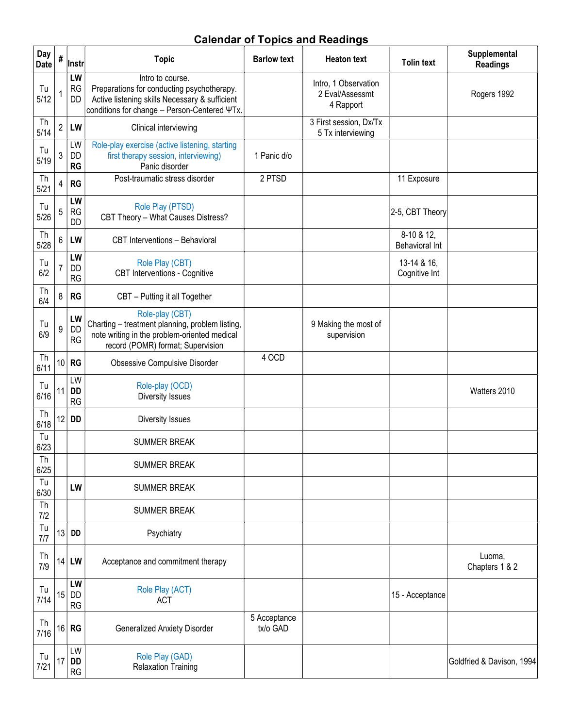# Calendar of Topics and Readings

| Day Date | # | Instr | Topic | Barlow text | Heaton text | Tolin text | Supplemental Readings |
|---|---|---|---|---|---|---|---|
| Tu 5/12 | 1 | **LW** RG DD | Intro to course. Preparations for conducting psychotherapy. Active listening skills Necessary & sufficient conditions for change – Person-Centered ΨTx. | | Intro, 1 Observation 2 Eval/Assessmt 4 Rapport | | Rogers 1992 |
| Th 5/14 | 2 | **LW** | Clinical interviewing | | 3 First session, Dx/Tx 5 Tx interviewing | | |
| Tu 5/19 | 3 | LW DD **RG** | Role-play exercise (active listening, starting first therapy session, interviewing) Panic disorder | 1 Panic d/o | | | |
| Th 5/21 | 4 | **RG** | Post-traumatic stress disorder | 2 PTSD | | 11 Exposure | |
| Tu 5/26 | 5 | **LW** RG DD | Role Play (PTSD) CBT Theory – What Causes Distress? | | | 2-5, CBT Theory | |
| Th 5/28 | 6 | **LW** | CBT Interventions – Behavioral | | | 8-10 & 12, Behavioral Int | |
| Tu 6/2 | 7 | **LW** DD RG | Role Play (CBT) CBT Interventions - Cognitive | | | 13-14 & 16, Cognitive Int | |
| Th 6/4 | 8 | **RG** | CBT – Putting it all Together | | | | |
| Tu 6/9 | 9 | **LW** DD RG | Role-play (CBT) Charting – treatment planning, problem listing, note writing in the problem-oriented medical record (POMR) format; Supervision | | 9 Making the most of supervision | | |
| Th 6/11 | 10 | **RG** | Obsessive Compulsive Disorder | 4 OCD | | | |
| Tu 6/16 | 11 | LW **DD** RG | Role-play (OCD) Diversity Issues | | | | Watters 2010 |
| Th 6/18 | 12 | **DD** | Diversity Issues | | | | |
| Tu 6/23 | | | SUMMER BREAK | | | | |
| Th 6/25 | | | SUMMER BREAK | | | | |
| Tu 6/30 | | **LW** | SUMMER BREAK | | | | |
| Th 7/2 | | | SUMMER BREAK | | | | |
| Tu 7/7 | 13 | **DD** | Psychiatry | | | | |
| Th 7/9 | 14 | **LW** | Acceptance and commitment therapy | | | | Luoma, Chapters 1 & 2 |
| Tu 7/14 | 15 | **LW** DD RG | Role Play (ACT) ACT | | | 15 - Acceptance | |
| Th 7/16 | 16 | **RG** | Generalized Anxiety Disorder | 5 Acceptance tx/o GAD | | | |
| Tu 7/21 | 17 | LW **DD** RG | Role Play (GAD) Relaxation Training | | | | Goldfried & Davison, 1994 |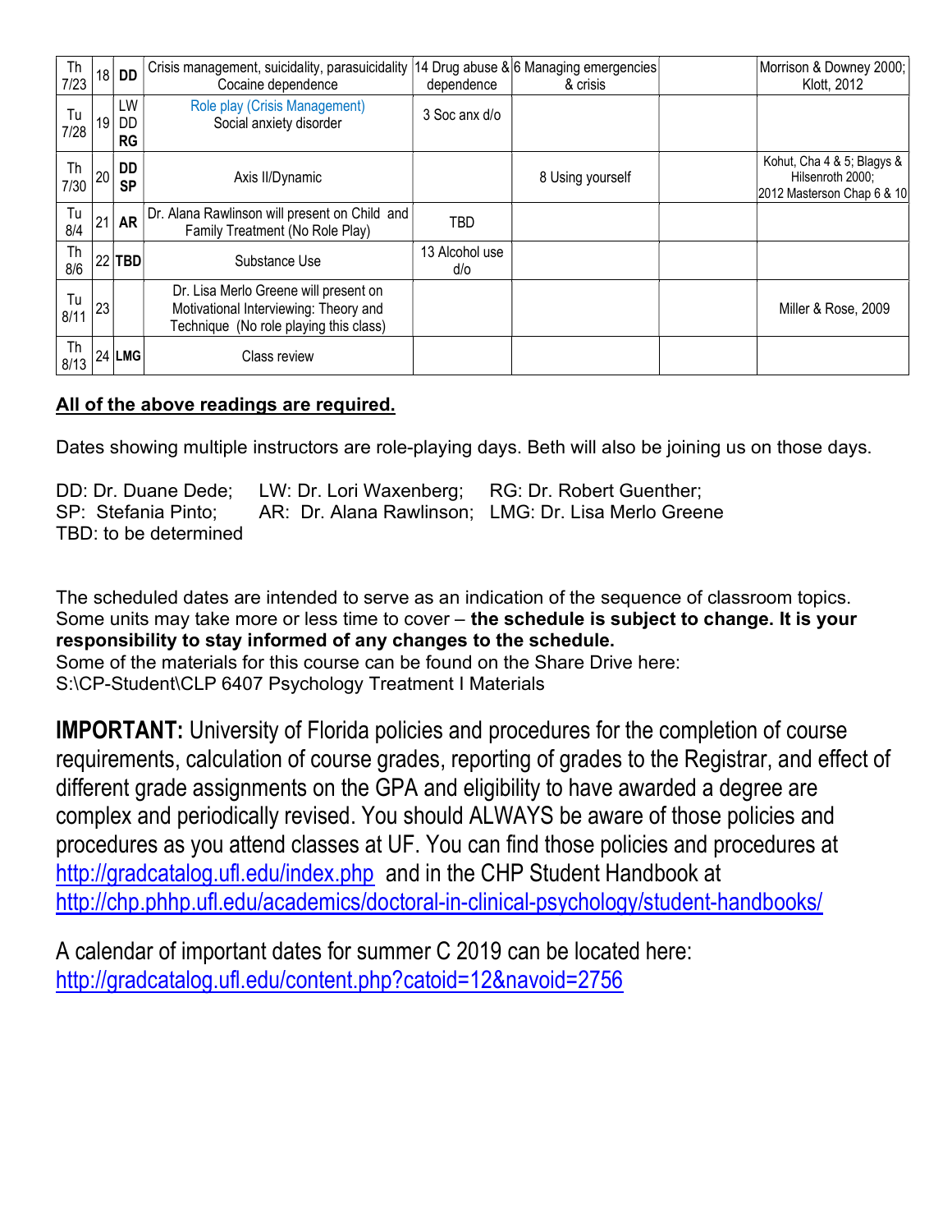| | | | | | | | |
|---|---|---|---|---|---|---|---|
| Th 7/23 | 18 | **DD** | Crisis management, suicidality, parasuicidality Cocaine dependence | 14 Drug abuse & dependence | 6 Managing emergencies & crisis | | Morrison & Downey 2000; Klott, 2012 |
| Tu 7/28 | 19 | LW DD **RG** | Role play (Crisis Management) Social anxiety disorder | 3 Soc anx d/o | | | |
| Th 7/30 | 20 | **DD SP** | Axis II/Dynamic | | 8 Using yourself | | Kohut, Cha 4 & 5; Blagys & Hilsenroth 2000; 2012 Masterson Chap 6 & 10 |
| Tu 8/4 | 21 | **AR** | Dr. Alana Rawlinson will present on Child and Family Treatment (No Role Play) | TBD | | | |
| Th 8/6 | 22 | **TBD** | Substance Use | 13 Alcohol use d/o | | | |
| Tu 8/11 | 23 | | Dr. Lisa Merlo Greene will present on Motivational Interviewing: Theory and Technique (No role playing this class) | | | | Miller & Rose, 2009 |
| Th 8/13 | 24 | **LMG** | Class review | | | | |

**All of the above readings are required.**

Dates showing multiple instructors are role-playing days. Beth will also be joining us on those days.

DD: Dr. Duane Dede; LW: Dr. Lori Waxenberg; RG: Dr. Robert Guenther;
SP: Stefania Pinto; AR: Dr. Alana Rawlinson; LMG: Dr. Lisa Merlo Greene
TBD: to be determined

The scheduled dates are intended to serve as an indication of the sequence of classroom topics. Some units may take more or less time to cover – **the schedule is subject to change. It is your responsibility to stay informed of any changes to the schedule.**
Some of the materials for this course can be found on the Share Drive here:
S:\CP-Student\CLP 6407 Psychology Treatment I Materials

**IMPORTANT:** University of Florida policies and procedures for the completion of course requirements, calculation of course grades, reporting of grades to the Registrar, and effect of different grade assignments on the GPA and eligibility to have awarded a degree are complex and periodically revised. You should ALWAYS be aware of those policies and procedures as you attend classes at UF. You can find those policies and procedures at http://gradcatalog.ufl.edu/index.php and in the CHP Student Handbook at http://chp.phhp.ufl.edu/academics/doctoral-in-clinical-psychology/student-handbooks/

A calendar of important dates for summer C 2019 can be located here:
http://gradcatalog.ufl.edu/content.php?catoid=12&navoid=2756